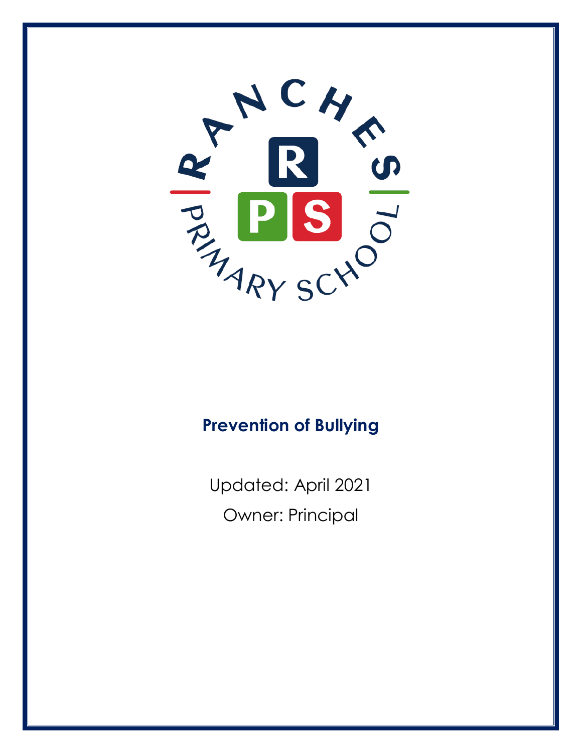RANCHES PRIMARY SCHOOL

# Prevention of Bullying

Updated: April 2021

Owner: Principal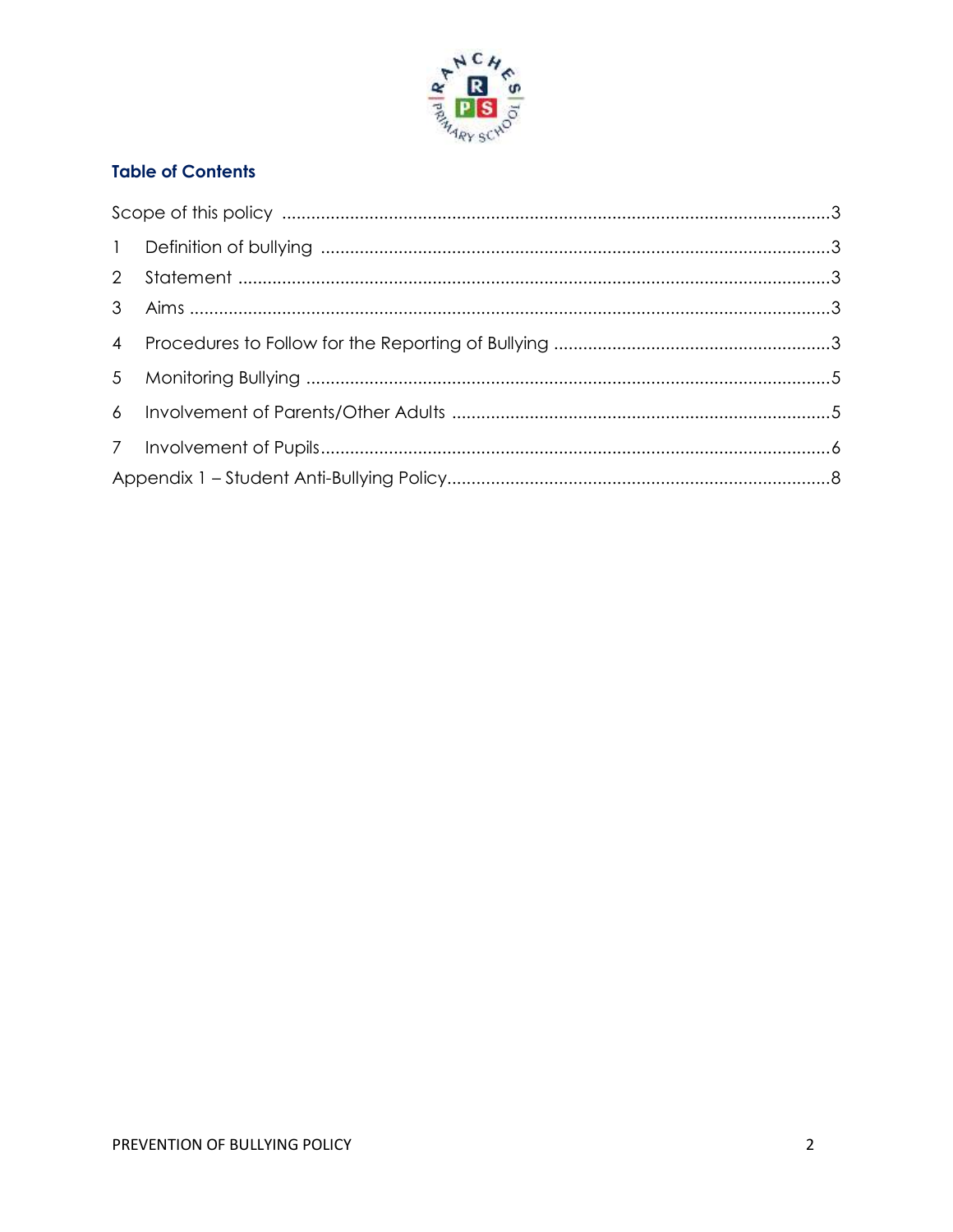## Table of Contents

| | | |
|---|---|---|
| Scope of this policy | | 3 |
| 1 | Definition of bullying | 3 |
| 2 | Statement | 3 |
| 3 | Aims | 3 |
| 4 | Procedures to Follow for the Reporting of Bullying | 3 |
| 5 | Monitoring Bullying | 5 |
| 6 | Involvement of Parents/Other Adults | 5 |
| 7 | Involvement of Pupils | 6 |
| Appendix 1 – Student Anti-Bullying Policy | | 8 |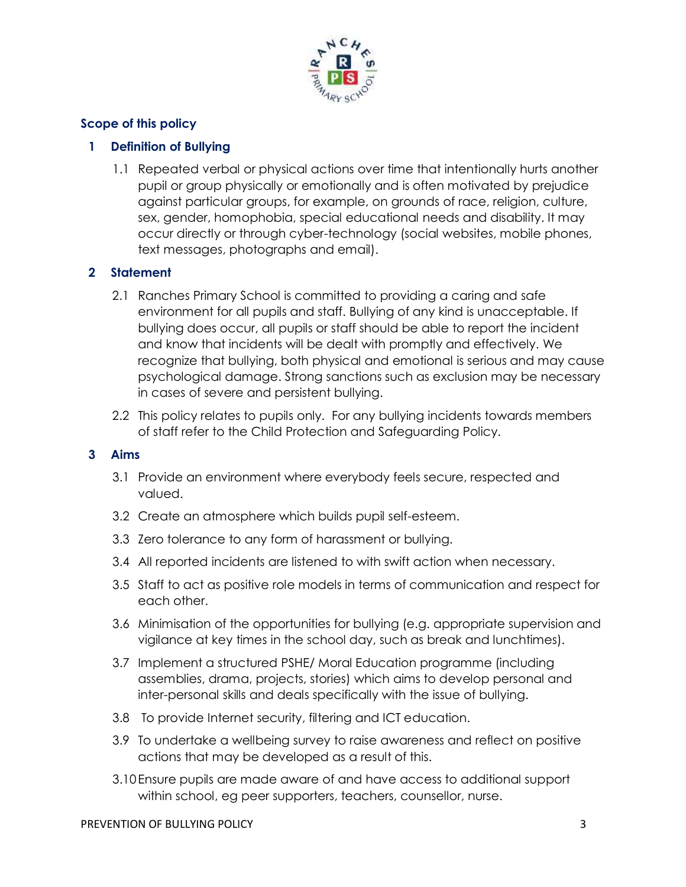## Scope of this policy

### 1 Definition of Bullying

1.1 Repeated verbal or physical actions over time that intentionally hurts another pupil or group physically or emotionally and is often motivated by prejudice against particular groups, for example, on grounds of race, religion, culture, sex, gender, homophobia, special educational needs and disability. It may occur directly or through cyber-technology (social websites, mobile phones, text messages, photographs and email).

### 2 Statement

2.1 Ranches Primary School is committed to providing a caring and safe environment for all pupils and staff. Bullying of any kind is unacceptable. If bullying does occur, all pupils or staff should be able to report the incident and know that incidents will be dealt with promptly and effectively. We recognize that bullying, both physical and emotional is serious and may cause psychological damage. Strong sanctions such as exclusion may be necessary in cases of severe and persistent bullying.

2.2 This policy relates to pupils only. For any bullying incidents towards members of staff refer to the Child Protection and Safeguarding Policy.

### 3 Aims

3.1 Provide an environment where everybody feels secure, respected and valued.

3.2 Create an atmosphere which builds pupil self-esteem.

3.3 Zero tolerance to any form of harassment or bullying.

3.4 All reported incidents are listened to with swift action when necessary.

3.5 Staff to act as positive role models in terms of communication and respect for each other.

3.6 Minimisation of the opportunities for bullying (e.g. appropriate supervision and vigilance at key times in the school day, such as break and lunchtimes).

3.7 Implement a structured PSHE/ Moral Education programme (including assemblies, drama, projects, stories) which aims to develop personal and inter-personal skills and deals specifically with the issue of bullying.

3.8 To provide Internet security, filtering and ICT education.

3.9 To undertake a wellbeing survey to raise awareness and reflect on positive actions that may be developed as a result of this.

3.10 Ensure pupils are made aware of and have access to additional support within school, eg peer supporters, teachers, counsellor, nurse.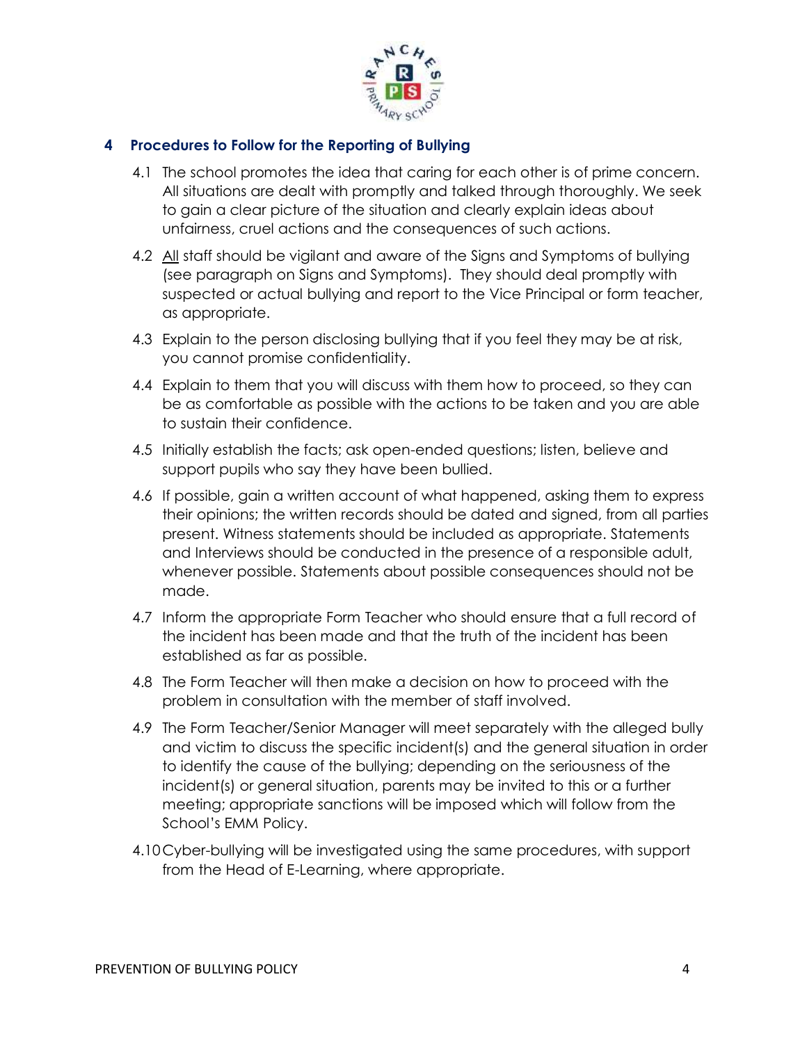## 4 Procedures to Follow for the Reporting of Bullying

4.1 The school promotes the idea that caring for each other is of prime concern. All situations are dealt with promptly and talked through thoroughly. We seek to gain a clear picture of the situation and clearly explain ideas about unfairness, cruel actions and the consequences of such actions.

4.2 <u>All</u> staff should be vigilant and aware of the Signs and Symptoms of bullying (see paragraph on Signs and Symptoms). They should deal promptly with suspected or actual bullying and report to the Vice Principal or form teacher, as appropriate.

4.3 Explain to the person disclosing bullying that if you feel they may be at risk, you cannot promise confidentiality.

4.4 Explain to them that you will discuss with them how to proceed, so they can be as comfortable as possible with the actions to be taken and you are able to sustain their confidence.

4.5 Initially establish the facts; ask open-ended questions; listen, believe and support pupils who say they have been bullied.

4.6 If possible, gain a written account of what happened, asking them to express their opinions; the written records should be dated and signed, from all parties present. Witness statements should be included as appropriate. Statements and Interviews should be conducted in the presence of a responsible adult, whenever possible. Statements about possible consequences should not be made.

4.7 Inform the appropriate Form Teacher who should ensure that a full record of the incident has been made and that the truth of the incident has been established as far as possible.

4.8 The Form Teacher will then make a decision on how to proceed with the problem in consultation with the member of staff involved.

4.9 The Form Teacher/Senior Manager will meet separately with the alleged bully and victim to discuss the specific incident(s) and the general situation in order to identify the cause of the bullying; depending on the seriousness of the incident(s) or general situation, parents may be invited to this or a further meeting; appropriate sanctions will be imposed which will follow from the School's EMM Policy.

4.10 Cyber-bullying will be investigated using the same procedures, with support from the Head of E-Learning, where appropriate.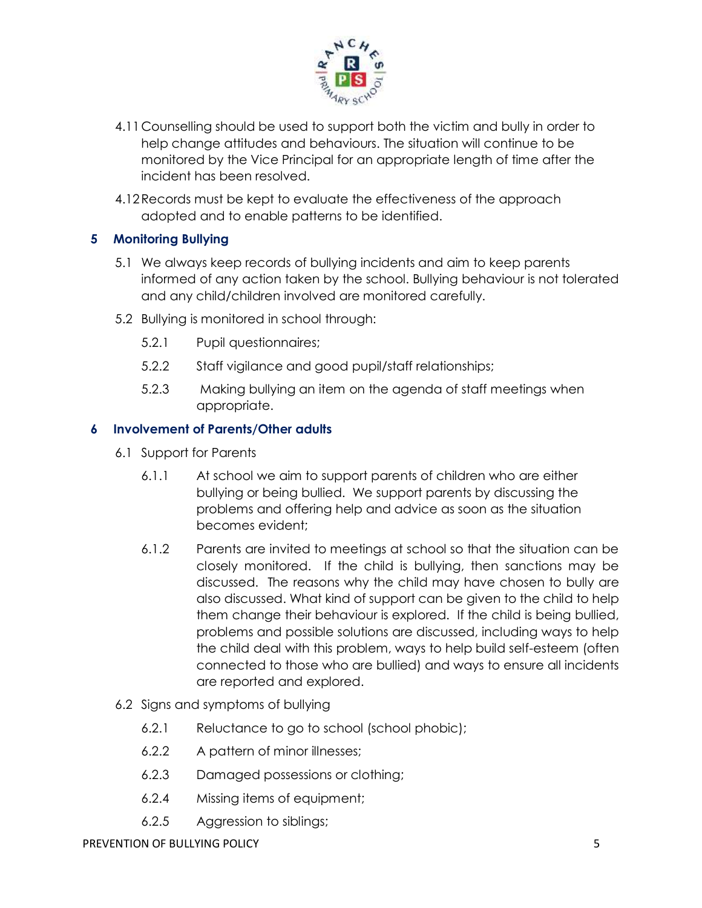4.11 Counselling should be used to support both the victim and bully in order to help change attitudes and behaviours. The situation will continue to be monitored by the Vice Principal for an appropriate length of time after the incident has been resolved.

4.12 Records must be kept to evaluate the effectiveness of the approach adopted and to enable patterns to be identified.

## 5 Monitoring Bullying

5.1 We always keep records of bullying incidents and aim to keep parents informed of any action taken by the school. Bullying behaviour is not tolerated and any child/children involved are monitored carefully.

5.2 Bullying is monitored in school through:

5.2.1 Pupil questionnaires;

5.2.2 Staff vigilance and good pupil/staff relationships;

5.2.3 Making bullying an item on the agenda of staff meetings when appropriate.

## 6 Involvement of Parents/Other adults

6.1 Support for Parents

6.1.1 At school we aim to support parents of children who are either bullying or being bullied. We support parents by discussing the problems and offering help and advice as soon as the situation becomes evident;

6.1.2 Parents are invited to meetings at school so that the situation can be closely monitored. If the child is bullying, then sanctions may be discussed. The reasons why the child may have chosen to bully are also discussed. What kind of support can be given to the child to help them change their behaviour is explored. If the child is being bullied, problems and possible solutions are discussed, including ways to help the child deal with this problem, ways to help build self-esteem (often connected to those who are bullied) and ways to ensure all incidents are reported and explored.

6.2 Signs and symptoms of bullying

6.2.1 Reluctance to go to school (school phobic);

6.2.2 A pattern of minor illnesses;

6.2.3 Damaged possessions or clothing;

6.2.4 Missing items of equipment;

6.2.5 Aggression to siblings;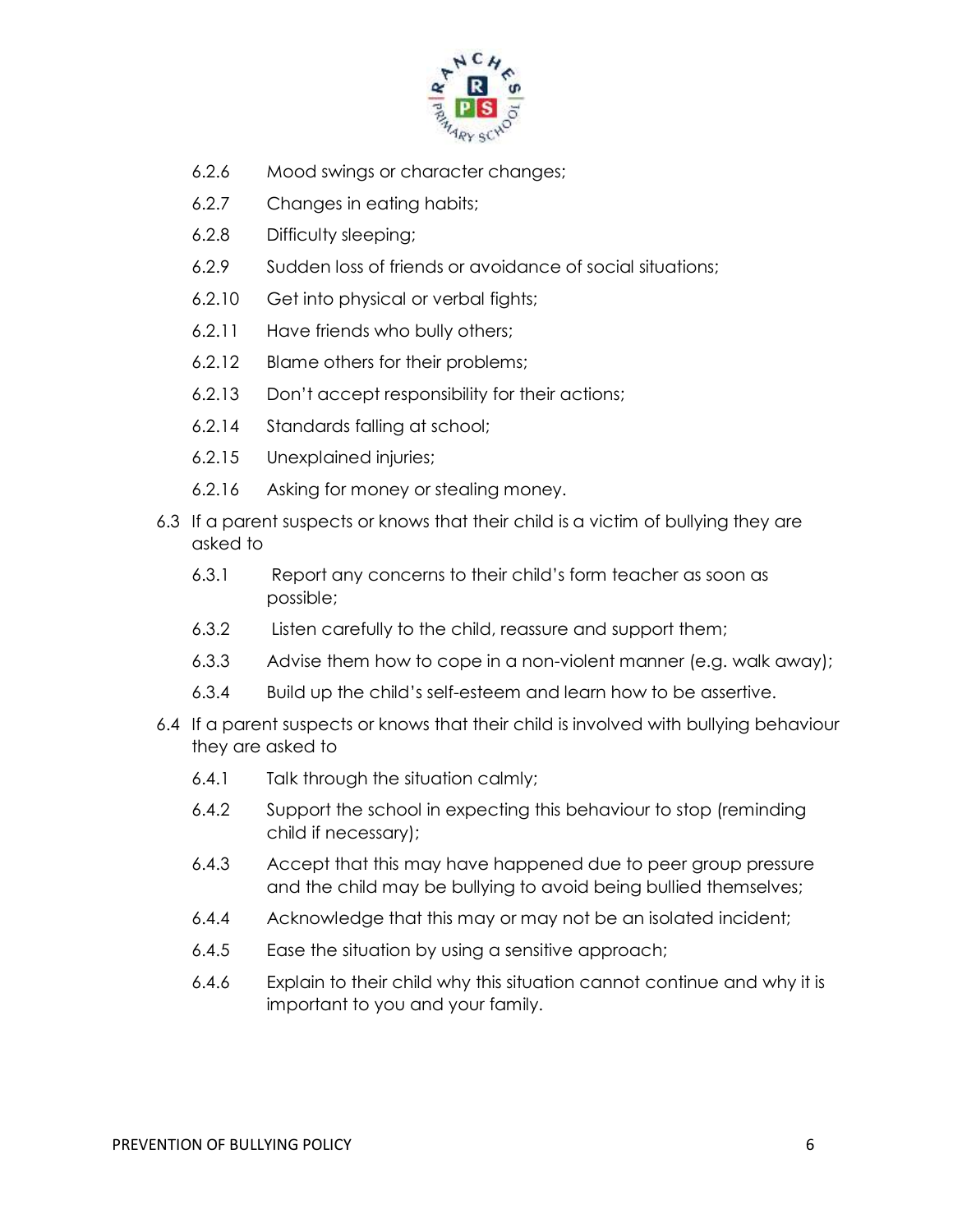6.2.6 Mood swings or character changes;

6.2.7 Changes in eating habits;

6.2.8 Difficulty sleeping;

6.2.9 Sudden loss of friends or avoidance of social situations;

6.2.10 Get into physical or verbal fights;

6.2.11 Have friends who bully others;

6.2.12 Blame others for their problems;

6.2.13 Don't accept responsibility for their actions;

6.2.14 Standards falling at school;

6.2.15 Unexplained injuries;

6.2.16 Asking for money or stealing money.

6.3 If a parent suspects or knows that their child is a victim of bullying they are asked to

6.3.1 Report any concerns to their child's form teacher as soon as possible;

6.3.2 Listen carefully to the child, reassure and support them;

6.3.3 Advise them how to cope in a non-violent manner (e.g. walk away);

6.3.4 Build up the child's self-esteem and learn how to be assertive.

6.4 If a parent suspects or knows that their child is involved with bullying behaviour they are asked to

6.4.1 Talk through the situation calmly;

6.4.2 Support the school in expecting this behaviour to stop (reminding child if necessary);

6.4.3 Accept that this may have happened due to peer group pressure and the child may be bullying to avoid being bullied themselves;

6.4.4 Acknowledge that this may or may not be an isolated incident;

6.4.5 Ease the situation by using a sensitive approach;

6.4.6 Explain to their child why this situation cannot continue and why it is important to you and your family.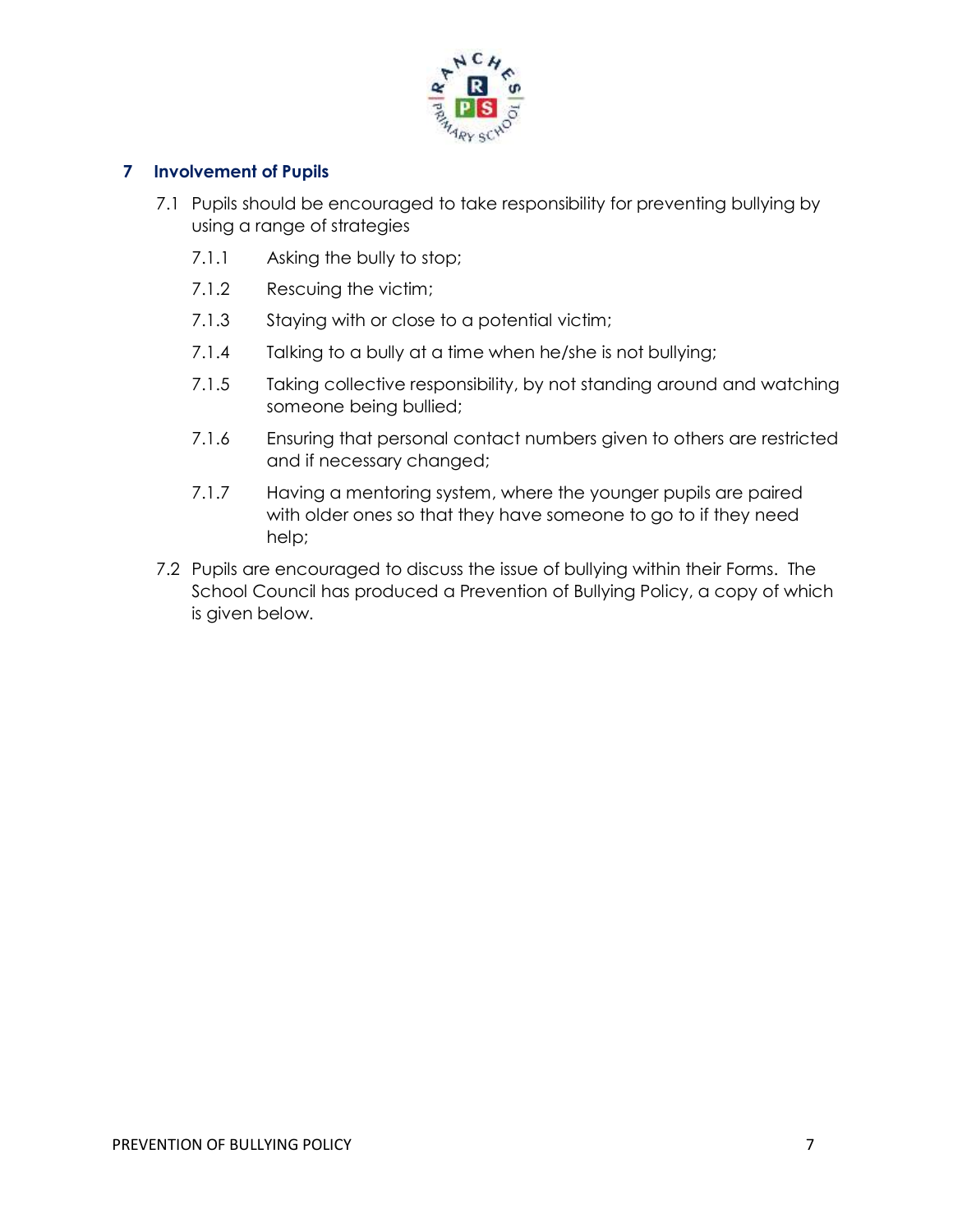## 7 Involvement of Pupils

7.1 Pupils should be encouraged to take responsibility for preventing bullying by using a range of strategies

- 7.1.1 Asking the bully to stop;
- 7.1.2 Rescuing the victim;
- 7.1.3 Staying with or close to a potential victim;
- 7.1.4 Talking to a bully at a time when he/she is not bullying;
- 7.1.5 Taking collective responsibility, by not standing around and watching someone being bullied;
- 7.1.6 Ensuring that personal contact numbers given to others are restricted and if necessary changed;
- 7.1.7 Having a mentoring system, where the younger pupils are paired with older ones so that they have someone to go to if they need help;

7.2 Pupils are encouraged to discuss the issue of bullying within their Forms. The School Council has produced a Prevention of Bullying Policy, a copy of which is given below.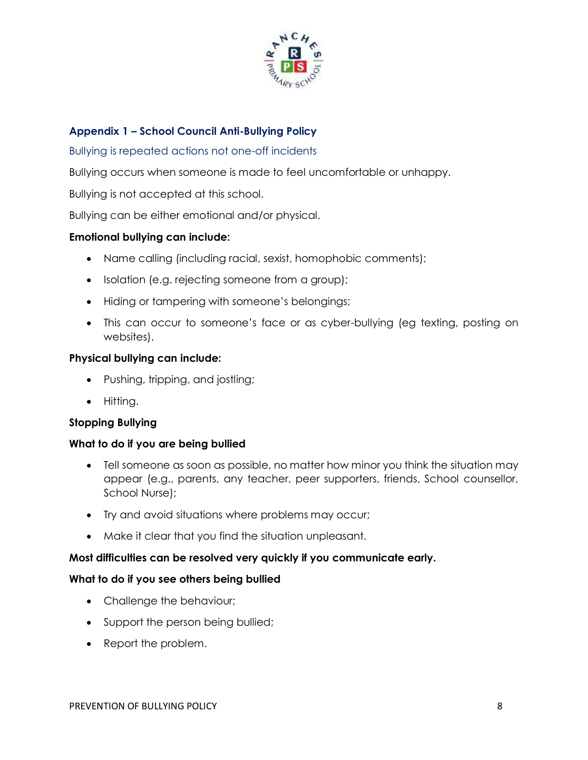## Appendix 1 – School Council Anti-Bullying Policy

### Bullying is repeated actions not one-off incidents

Bullying occurs when someone is made to feel uncomfortable or unhappy.

Bullying is not accepted at this school.

Bullying can be either emotional and/or physical.

**Emotional bullying can include:**

- Name calling (including racial, sexist, homophobic comments);
- Isolation (e.g. rejecting someone from a group);
- Hiding or tampering with someone's belongings;
- This can occur to someone's face or as cyber-bullying (eg texting, posting on websites).

**Physical bullying can include:**

- Pushing, tripping, and jostling;
- Hitting.

**Stopping Bullying**

**What to do if you are being bullied**

- Tell someone as soon as possible, no matter how minor you think the situation may appear (e.g., parents, any teacher, peer supporters, friends, School counsellor, School Nurse);
- Try and avoid situations where problems may occur;
- Make it clear that you find the situation unpleasant.

**Most difficulties can be resolved very quickly if you communicate early.**

**What to do if you see others being bullied**

- Challenge the behaviour;
- Support the person being bullied;
- Report the problem.